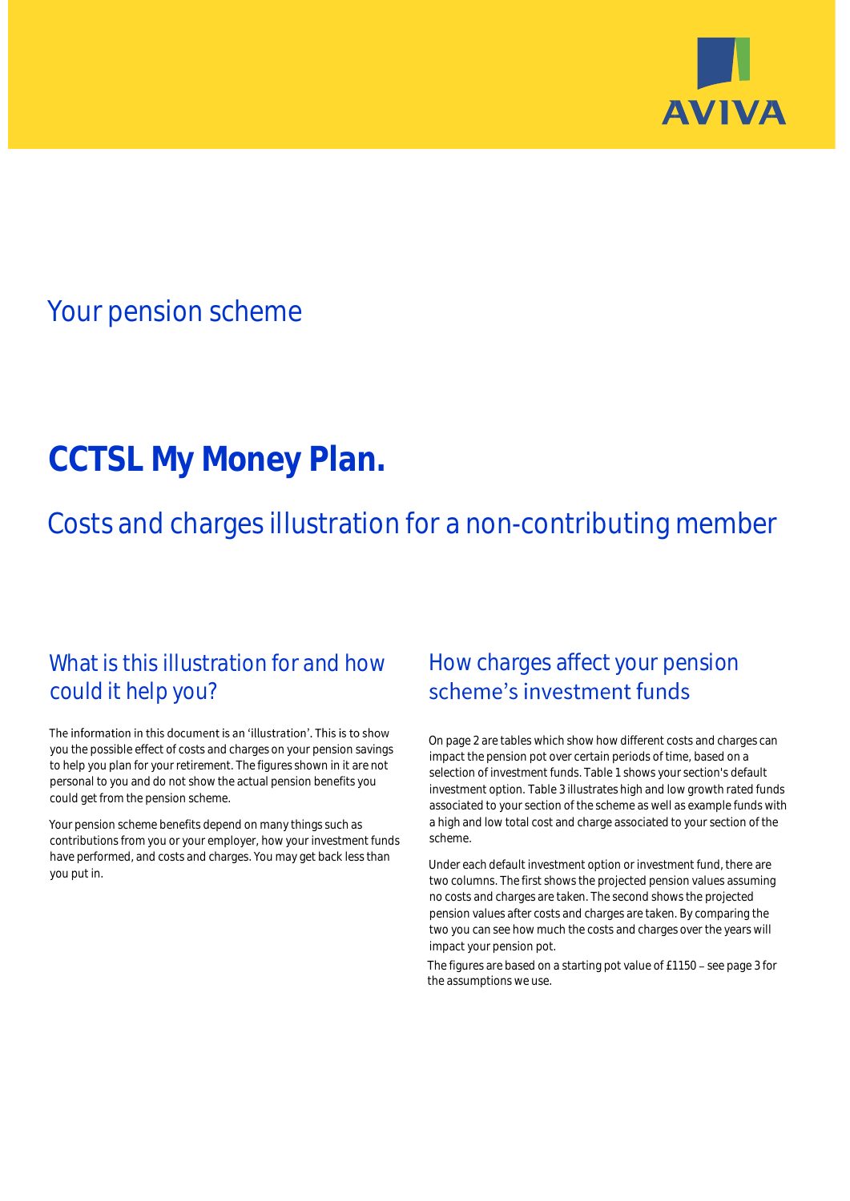AVIVA

## Your pension scheme

# CCTSL My Money Plan.

## Costs and charges illustration for a non-contributing member

### What is this illustration for and how could it help you?

The information in this document is an 'illustration'. This is to show you the possible effect of costs and charges on your pension savings to help you plan for your retirement. The figures shown in it are not personal to you and do not show the actual pension benefits you could get from the pension scheme.

Your pension scheme benefits depend on many things such as contributions from you or your employer, how your investment funds have performed, and costs and charges. You may get back less than you put in.

### How charges affect your pension scheme's investment funds

On page 2 are tables which show how different costs and charges can impact the pension pot over certain periods of time, based on a selection of investment funds. Table 1 shows your section's default investment option. Table 3 illustrates high and low growth rated funds associated to your section of the scheme as well as example funds with a high and low total cost and charge associated to your section of the scheme.

Under each default investment option or investment fund, there are two columns. The first shows the projected pension values assuming no costs and charges are taken. The second shows the projected pension values after costs and charges are taken. By comparing the two you can see how much the costs and charges over the years will impact your pension pot.

The figures are based on a starting pot value of £1150 – see page 3 for the assumptions we use.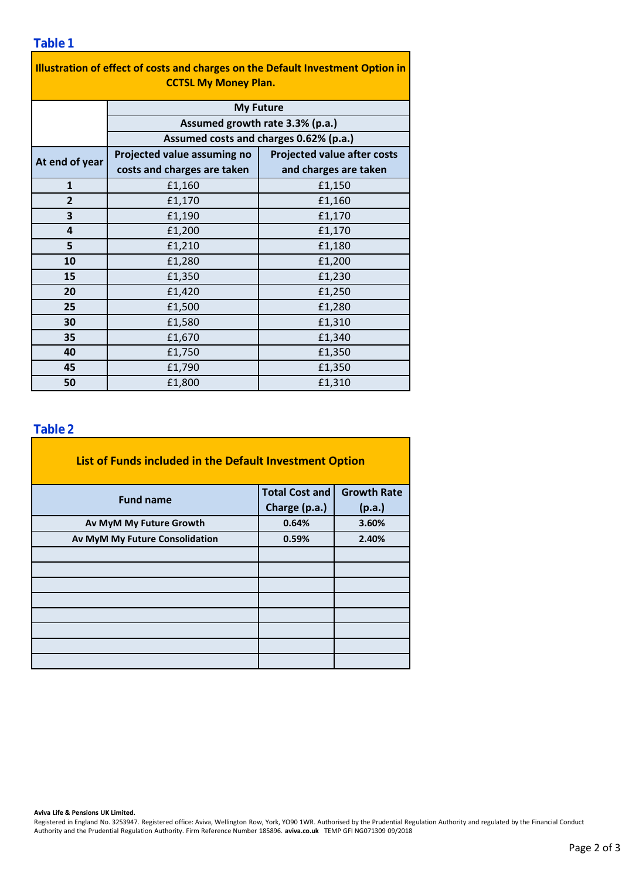## Table 1

| Illustration of effect of costs and charges on the Default Investment Option in CCTSL My Money Plan. | | |
|---|---|---|
| | My Future | |
| | Assumed growth rate 3.3% (p.a.) | |
| | Assumed costs and charges 0.62% (p.a.) | |
| **At end of year** | **Projected value assuming no costs and charges are taken** | **Projected value after costs and charges are taken** |
| **1** | £1,160 | £1,150 |
| **2** | £1,170 | £1,160 |
| **3** | £1,190 | £1,170 |
| **4** | £1,200 | £1,170 |
| **5** | £1,210 | £1,180 |
| **10** | £1,280 | £1,200 |
| **15** | £1,350 | £1,230 |
| **20** | £1,420 | £1,250 |
| **25** | £1,500 | £1,280 |
| **30** | £1,580 | £1,310 |
| **35** | £1,670 | £1,340 |
| **40** | £1,750 | £1,350 |
| **45** | £1,790 | £1,350 |
| **50** | £1,800 | £1,310 |

## Table 2

**List of Funds included in the Default Investment Option**

| Fund name | Total Cost and Charge (p.a.) | Growth Rate (p.a.) |
|---|---|---|
| **Av MyM My Future Growth** | **0.64%** | **3.60%** |
| **Av MyM My Future Consolidation** | **0.59%** | **2.40%** |
| | | |
| | | |
| | | |
| | | |
| | | |
| | | |
| | | |
| | | |

**Aviva Life & Pensions UK Limited.**
Registered in England No. 3253947. Registered office: Aviva, Wellington Row, York, YO90 1WR. Authorised by the Prudential Regulation Authority and regulated by the Financial Conduct Authority and the Prudential Regulation Authority. Firm Reference Number 185896. **aviva.co.uk** TEMP GFI NG071309 09/2018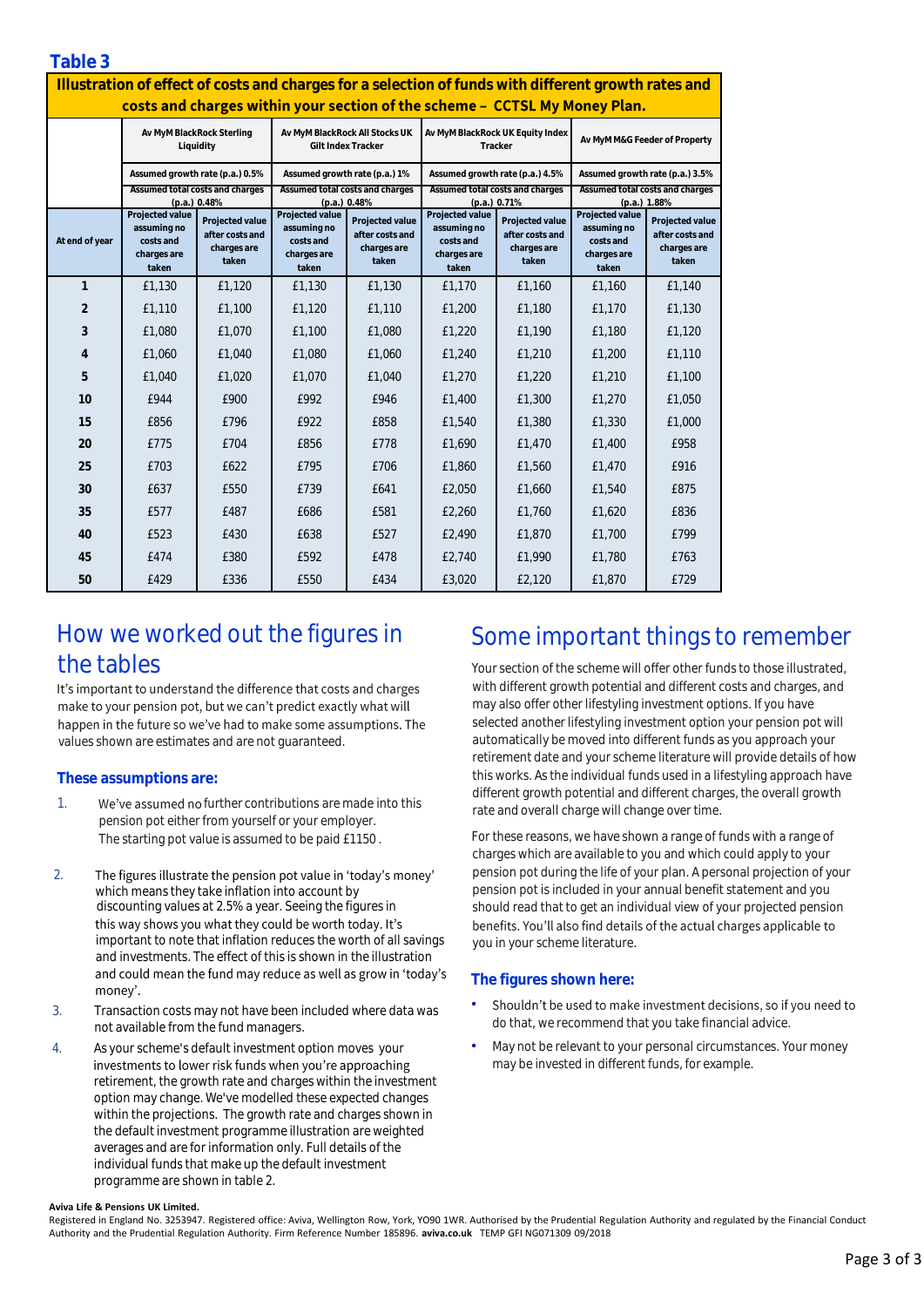## Table 3

| Illustration of effect of costs and charges for a selection of funds with different growth rates and costs and charges within your section of the scheme – CCTSL My Money Plan. | | | | | | | | |
|---|---|---|---|---|---|---|---|---|
| | Av MyM BlackRock Sterling Liquidity | | Av MyM BlackRock All Stocks UK Gilt Index Tracker | | Av MyM BlackRock UK Equity Index Tracker | | Av MyM M&G Feeder of Property | |
| | Assumed growth rate (p.a.) 0.5% | | Assumed growth rate (p.a.) 1% | | Assumed growth rate (p.a.) 4.5% | | Assumed growth rate (p.a.) 3.5% | |
| | Assumed total costs and charges (p.a.) 0.48% | | Assumed total costs and charges (p.a.) 0.48% | | Assumed total costs and charges (p.a.) 0.71% | | Assumed total costs and charges (p.a.) 1.88% | |
| At end of year | Projected value assuming no costs and charges are taken | Projected value after costs and charges are taken | Projected value assuming no costs and charges are taken | Projected value after costs and charges are taken | Projected value assuming no costs and charges are taken | Projected value after costs and charges are taken | Projected value assuming no costs and charges are taken | Projected value after costs and charges are taken |
| 1 | £1,130 | £1,120 | £1,130 | £1,130 | £1,170 | £1,160 | £1,160 | £1,140 |
| 2 | £1,110 | £1,100 | £1,120 | £1,110 | £1,200 | £1,180 | £1,170 | £1,130 |
| 3 | £1,080 | £1,070 | £1,100 | £1,080 | £1,220 | £1,190 | £1,180 | £1,120 |
| 4 | £1,060 | £1,040 | £1,080 | £1,060 | £1,240 | £1,210 | £1,200 | £1,110 |
| 5 | £1,040 | £1,020 | £1,070 | £1,040 | £1,270 | £1,220 | £1,210 | £1,100 |
| 10 | £944 | £900 | £992 | £946 | £1,400 | £1,300 | £1,270 | £1,050 |
| 15 | £856 | £796 | £922 | £858 | £1,540 | £1,380 | £1,330 | £1,000 |
| 20 | £775 | £704 | £856 | £778 | £1,690 | £1,470 | £1,400 | £958 |
| 25 | £703 | £622 | £795 | £706 | £1,860 | £1,560 | £1,470 | £916 |
| 30 | £637 | £550 | £739 | £641 | £2,050 | £1,660 | £1,540 | £875 |
| 35 | £577 | £487 | £686 | £581 | £2,260 | £1,760 | £1,620 | £836 |
| 40 | £523 | £430 | £638 | £527 | £2,490 | £1,870 | £1,700 | £799 |
| 45 | £474 | £380 | £592 | £478 | £2,740 | £1,990 | £1,780 | £763 |
| 50 | £429 | £336 | £550 | £434 | £3,020 | £2,120 | £1,870 | £729 |

# How we worked out the figures in the tables

It's important to understand the difference that costs and charges make to your pension pot, but we can't predict exactly what will happen in the future so we've had to make some assumptions. The values shown are estimates and are not guaranteed.

### These assumptions are:

1. We've assumed no further contributions are made into this pension pot either from yourself or your employer. The starting pot value is assumed to be paid £1150 .
2. The figures illustrate the pension pot value in 'today's money' which means they take inflation into account by discounting values at 2.5% a year. Seeing the figures in this way shows you what they could be worth today. It's important to note that inflation reduces the worth of all savings and investments. The effect of this is shown in the illustration and could mean the fund may reduce as well as grow in 'today's money'.
3. Transaction costs may not have been included where data was not available from the fund managers.
4. As your scheme's default investment option moves your investments to lower risk funds when you're approaching retirement, the growth rate and charges within the investment option may change. We've modelled these expected changes within the projections. The growth rate and charges shown in the default investment programme illustration are weighted averages and are for information only. Full details of the individual funds that make up the default investment programme are shown in table 2.

# Some important things to remember

Your section of the scheme will offer other funds to those illustrated, with different growth potential and different costs and charges, and may also offer other lifestyling investment options. If you have selected another lifestyling investment option your pension pot will automatically be moved into different funds as you approach your retirement date and your scheme literature will provide details of how this works. As the individual funds used in a lifestyling approach have different growth potential and different charges, the overall growth rate and overall charge will change over time.

For these reasons, we have shown a range of funds with a range of charges which are available to you and which could apply to your pension pot during the life of your plan. A personal projection of your pension pot is included in your annual benefit statement and you should read that to get an individual view of your projected pension benefits. You'll also find details of the actual charges applicable to you in your scheme literature.

### The figures shown here:

- Shouldn't be used to make investment decisions, so if you need to do that, we recommend that you take financial advice.
- May not be relevant to your personal circumstances. Your money may be invested in different funds, for example.

**Aviva Life & Pensions UK Limited.**
Registered in England No. 3253947. Registered office: Aviva, Wellington Row, York, YO90 1WR. Authorised by the Prudential Regulation Authority and regulated by the Financial Conduct Authority and the Prudential Regulation Authority. Firm Reference Number 185896. **aviva.co.uk** TEMP GFI NG071309 09/2018